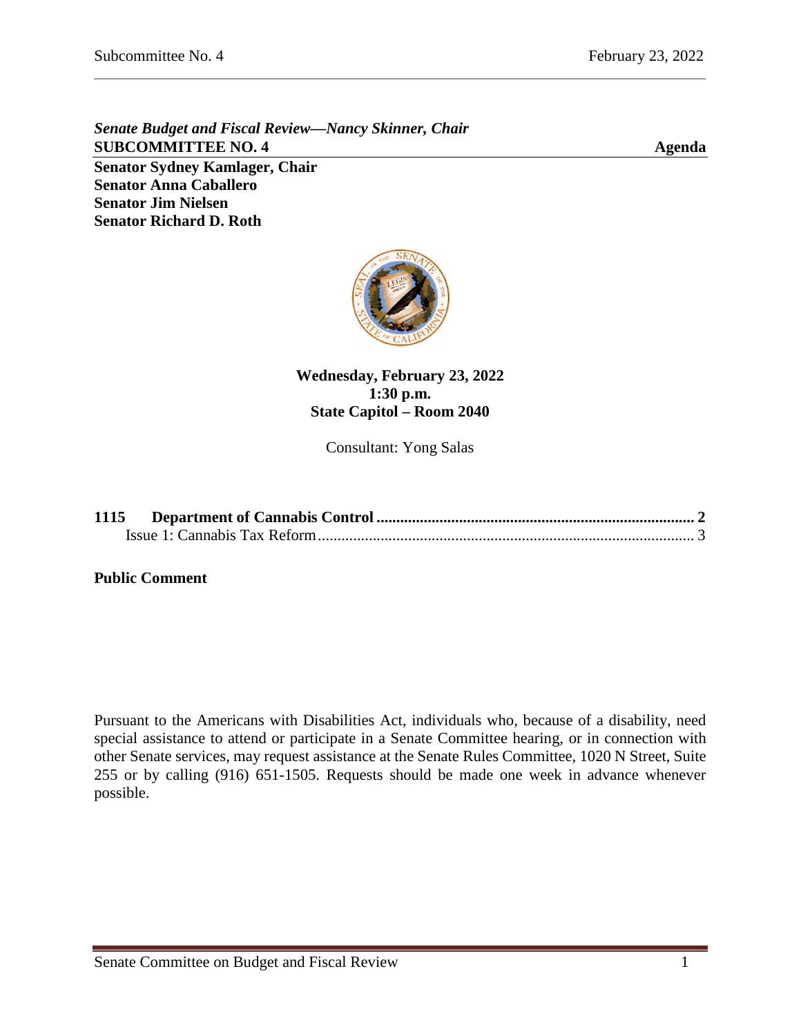***Senate Budget and Fiscal Review—Nancy Skinner, Chair***

**SUBCOMMITTEE NO. 4** **Agenda**

**Senator Sydney Kamlager, Chair**
**Senator Anna Caballero**
**Senator Jim Nielsen**
**Senator Richard D. Roth**

**Wednesday, February 23, 2022**
**1:30 p.m.**
**State Capitol – Room 2040**

Consultant: Yong Salas

**1115 Department of Cannabis Control ........................................................ 2**
Issue 1: Cannabis Tax Reform ........................................................ 3

**Public Comment**

Pursuant to the Americans with Disabilities Act, individuals who, because of a disability, need special assistance to attend or participate in a Senate Committee hearing, or in connection with other Senate services, may request assistance at the Senate Rules Committee, 1020 N Street, Suite 255 or by calling (916) 651-1505. Requests should be made one week in advance whenever possible.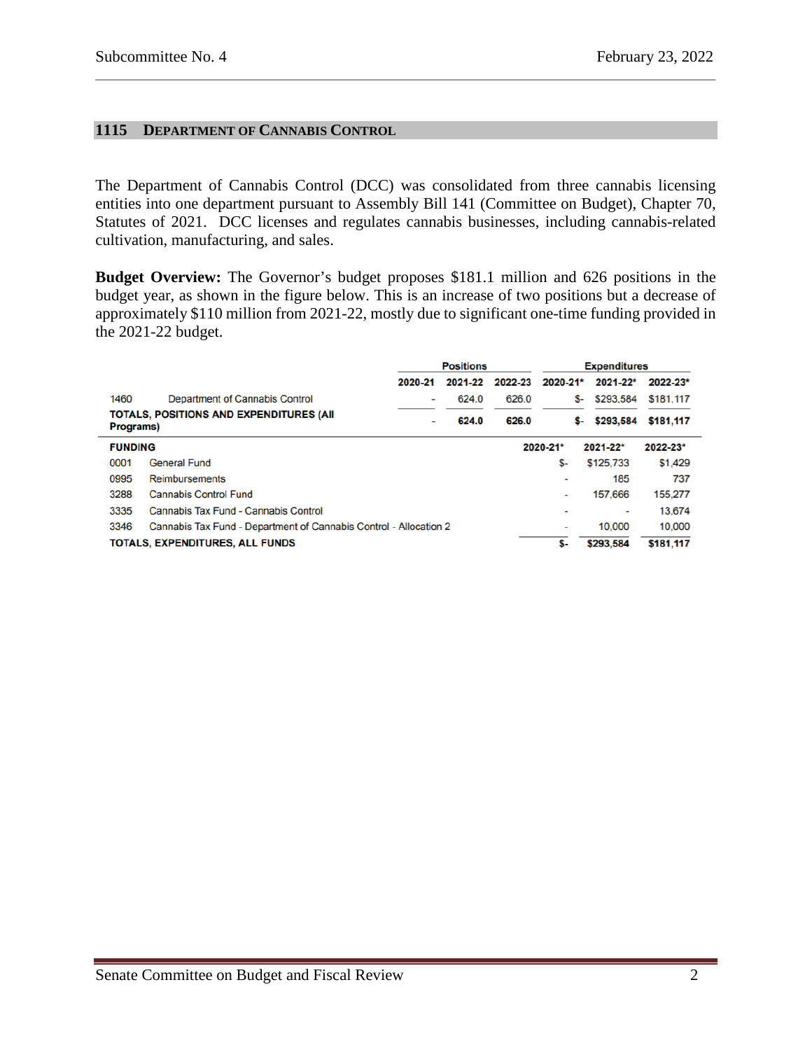## 1115 DEPARTMENT OF CANNABIS CONTROL

The Department of Cannabis Control (DCC) was consolidated from three cannabis licensing entities into one department pursuant to Assembly Bill 141 (Committee on Budget), Chapter 70, Statutes of 2021. DCC licenses and regulates cannabis businesses, including cannabis-related cultivation, manufacturing, and sales.

**Budget Overview:** The Governor's budget proposes $181.1 million and 626 positions in the budget year, as shown in the figure below. This is an increase of two positions but a decrease of approximately $110 million from 2021-22, mostly due to significant one-time funding provided in the 2021-22 budget.

| | | Positions | | | Expenditures | | |
|---|---|---|---|---|---|---|---|
| | | 2020-21 | 2021-22 | 2022-23 | 2020-21* | 2021-22* | 2022-23* |
| 1460 | Department of Cannabis Control | - | 624.0 | 626.0 | $- | $293,584 | $181,117 |
| **TOTALS, POSITIONS AND EXPENDITURES (All Programs)** | | - | **624.0** | **626.0** | **$-** | **$293,584** | **$181,117** |

| **FUNDING** | | 2020-21* | 2021-22* | 2022-23* |
|---|---|---|---|---|
| 0001 | General Fund | $- | $125,733 | $1,429 |
| 0995 | Reimbursements | - | 185 | 737 |
| 3288 | Cannabis Control Fund | - | 157,666 | 155,277 |
| 3335 | Cannabis Tax Fund - Cannabis Control | - | - | 13,674 |
| 3346 | Cannabis Tax Fund - Department of Cannabis Control - Allocation 2 | - | 10,000 | 10,000 |
| **TOTALS, EXPENDITURES, ALL FUNDS** | | **$-** | **$293,584** | **$181,117** |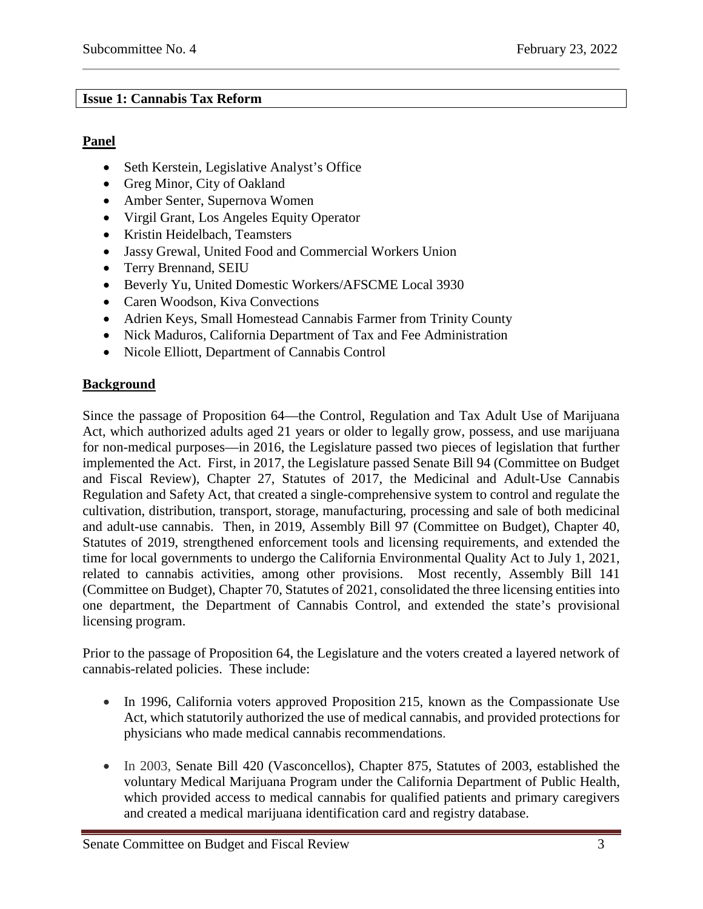## Issue 1: Cannabis Tax Reform

### Panel

- Seth Kerstein, Legislative Analyst's Office
- Greg Minor, City of Oakland
- Amber Senter, Supernova Women
- Virgil Grant, Los Angeles Equity Operator
- Kristin Heidelbach, Teamsters
- Jassy Grewal, United Food and Commercial Workers Union
- Terry Brennand, SEIU
- Beverly Yu, United Domestic Workers/AFSCME Local 3930
- Caren Woodson, Kiva Convections
- Adrien Keys, Small Homestead Cannabis Farmer from Trinity County
- Nick Maduros, California Department of Tax and Fee Administration
- Nicole Elliott, Department of Cannabis Control

### Background

Since the passage of Proposition 64—the Control, Regulation and Tax Adult Use of Marijuana Act, which authorized adults aged 21 years or older to legally grow, possess, and use marijuana for non-medical purposes—in 2016, the Legislature passed two pieces of legislation that further implemented the Act. First, in 2017, the Legislature passed Senate Bill 94 (Committee on Budget and Fiscal Review), Chapter 27, Statutes of 2017, the Medicinal and Adult-Use Cannabis Regulation and Safety Act, that created a single-comprehensive system to control and regulate the cultivation, distribution, transport, storage, manufacturing, processing and sale of both medicinal and adult-use cannabis. Then, in 2019, Assembly Bill 97 (Committee on Budget), Chapter 40, Statutes of 2019, strengthened enforcement tools and licensing requirements, and extended the time for local governments to undergo the California Environmental Quality Act to July 1, 2021, related to cannabis activities, among other provisions. Most recently, Assembly Bill 141 (Committee on Budget), Chapter 70, Statutes of 2021, consolidated the three licensing entities into one department, the Department of Cannabis Control, and extended the state's provisional licensing program.

Prior to the passage of Proposition 64, the Legislature and the voters created a layered network of cannabis-related policies. These include:

- In 1996, California voters approved Proposition 215, known as the Compassionate Use Act, which statutorily authorized the use of medical cannabis, and provided protections for physicians who made medical cannabis recommendations.
- In 2003, Senate Bill 420 (Vasconcellos), Chapter 875, Statutes of 2003, established the voluntary Medical Marijuana Program under the California Department of Public Health, which provided access to medical cannabis for qualified patients and primary caregivers and created a medical marijuana identification card and registry database.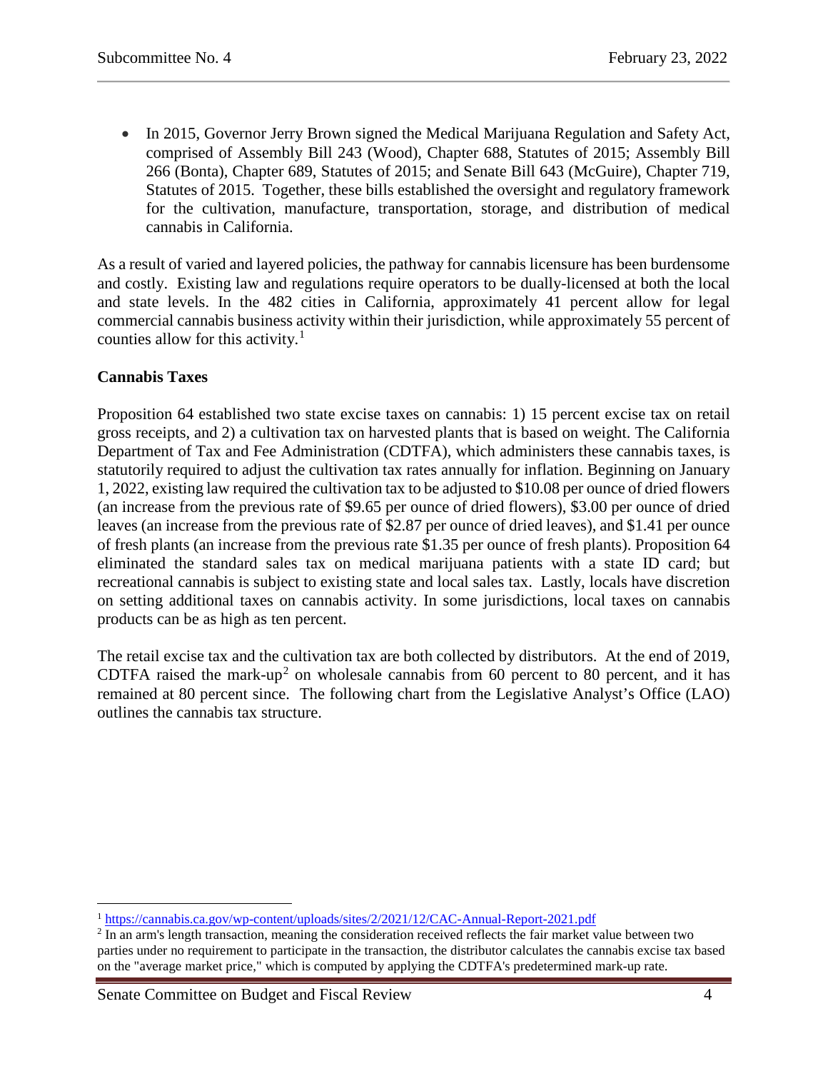- In 2015, Governor Jerry Brown signed the Medical Marijuana Regulation and Safety Act, comprised of Assembly Bill 243 (Wood), Chapter 688, Statutes of 2015; Assembly Bill 266 (Bonta), Chapter 689, Statutes of 2015; and Senate Bill 643 (McGuire), Chapter 719, Statutes of 2015. Together, these bills established the oversight and regulatory framework for the cultivation, manufacture, transportation, storage, and distribution of medical cannabis in California.

As a result of varied and layered policies, the pathway for cannabis licensure has been burdensome and costly. Existing law and regulations require operators to be dually-licensed at both the local and state levels. In the 482 cities in California, approximately 41 percent allow for legal commercial cannabis business activity within their jurisdiction, while approximately 55 percent of counties allow for this activity.[1]

**Cannabis Taxes**

Proposition 64 established two state excise taxes on cannabis: 1) 15 percent excise tax on retail gross receipts, and 2) a cultivation tax on harvested plants that is based on weight. The California Department of Tax and Fee Administration (CDTFA), which administers these cannabis taxes, is statutorily required to adjust the cultivation tax rates annually for inflation. Beginning on January 1, 2022, existing law required the cultivation tax to be adjusted to $10.08 per ounce of dried flowers (an increase from the previous rate of $9.65 per ounce of dried flowers), $3.00 per ounce of dried leaves (an increase from the previous rate of $2.87 per ounce of dried leaves), and $1.41 per ounce of fresh plants (an increase from the previous rate $1.35 per ounce of fresh plants). Proposition 64 eliminated the standard sales tax on medical marijuana patients with a state ID card; but recreational cannabis is subject to existing state and local sales tax. Lastly, locals have discretion on setting additional taxes on cannabis activity. In some jurisdictions, local taxes on cannabis products can be as high as ten percent.

The retail excise tax and the cultivation tax are both collected by distributors. At the end of 2019, CDTFA raised the mark-up[2] on wholesale cannabis from 60 percent to 80 percent, and it has remained at 80 percent since. The following chart from the Legislative Analyst's Office (LAO) outlines the cannabis tax structure.

---

[1] https://cannabis.ca.gov/wp-content/uploads/sites/2/2021/12/CAC-Annual-Report-2021.pdf

[2] In an arm's length transaction, meaning the consideration received reflects the fair market value between two parties under no requirement to participate in the transaction, the distributor calculates the cannabis excise tax based on the "average market price," which is computed by applying the CDTFA's predetermined mark-up rate.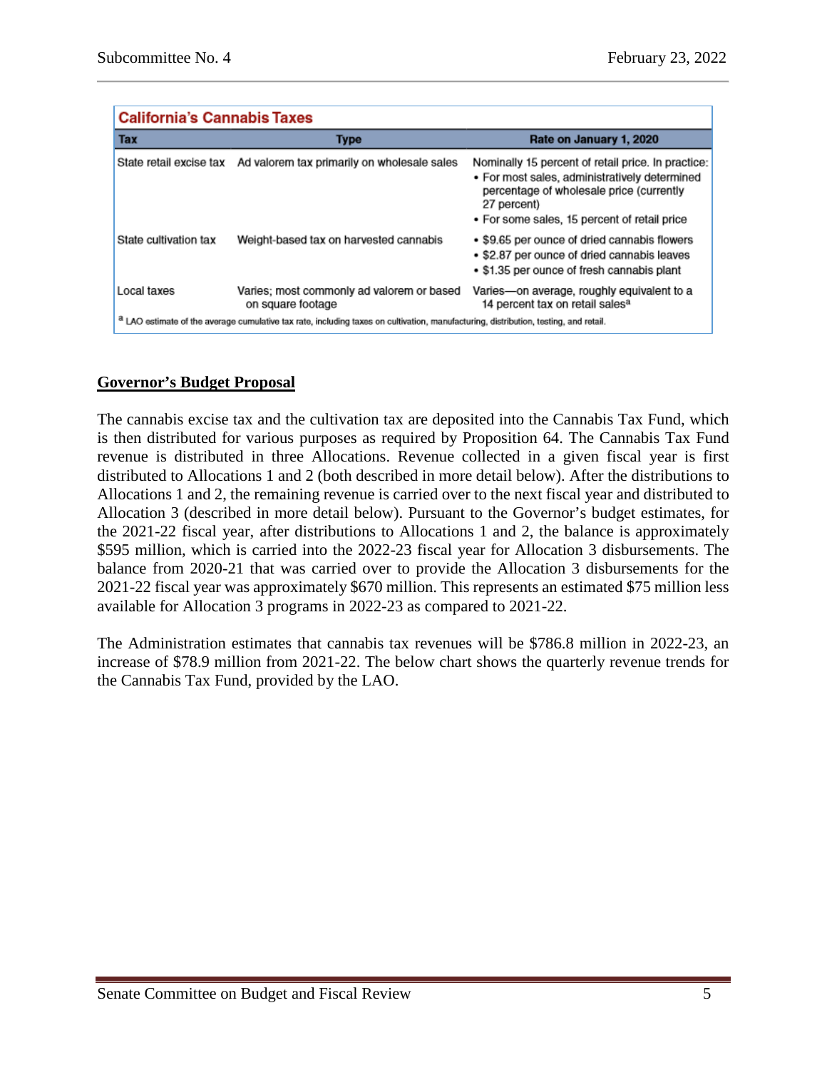**California's Cannabis Taxes**

| Tax | Type | Rate on January 1, 2020 |
| --- | --- | --- |
| State retail excise tax | Ad valorem tax primarily on wholesale sales | Nominally 15 percent of retail price. In practice:<br>• For most sales, administratively determined percentage of wholesale price (currently 27 percent)<br>• For some sales, 15 percent of retail price |
| State cultivation tax | Weight-based tax on harvested cannabis | • $9.65 per ounce of dried cannabis flowers<br>• $2.87 per ounce of dried cannabis leaves<br>• $1.35 per ounce of fresh cannabis plant |
| Local taxes | Varies; most commonly ad valorem or based on square footage | Varies—on average, roughly equivalent to a 14 percent tax on retail sales[a] |

[a] LAO estimate of the average cumulative tax rate, including taxes on cultivation, manufacturing, distribution, testing, and retail.

## Governor's Budget Proposal

The cannabis excise tax and the cultivation tax are deposited into the Cannabis Tax Fund, which is then distributed for various purposes as required by Proposition 64. The Cannabis Tax Fund revenue is distributed in three Allocations. Revenue collected in a given fiscal year is first distributed to Allocations 1 and 2 (both described in more detail below). After the distributions to Allocations 1 and 2, the remaining revenue is carried over to the next fiscal year and distributed to Allocation 3 (described in more detail below). Pursuant to the Governor's budget estimates, for the 2021-22 fiscal year, after distributions to Allocations 1 and 2, the balance is approximately $595 million, which is carried into the 2022-23 fiscal year for Allocation 3 disbursements. The balance from 2020-21 that was carried over to provide the Allocation 3 disbursements for the 2021-22 fiscal year was approximately $670 million. This represents an estimated $75 million less available for Allocation 3 programs in 2022-23 as compared to 2021-22.

The Administration estimates that cannabis tax revenues will be $786.8 million in 2022-23, an increase of $78.9 million from 2021-22. The below chart shows the quarterly revenue trends for the Cannabis Tax Fund, provided by the LAO.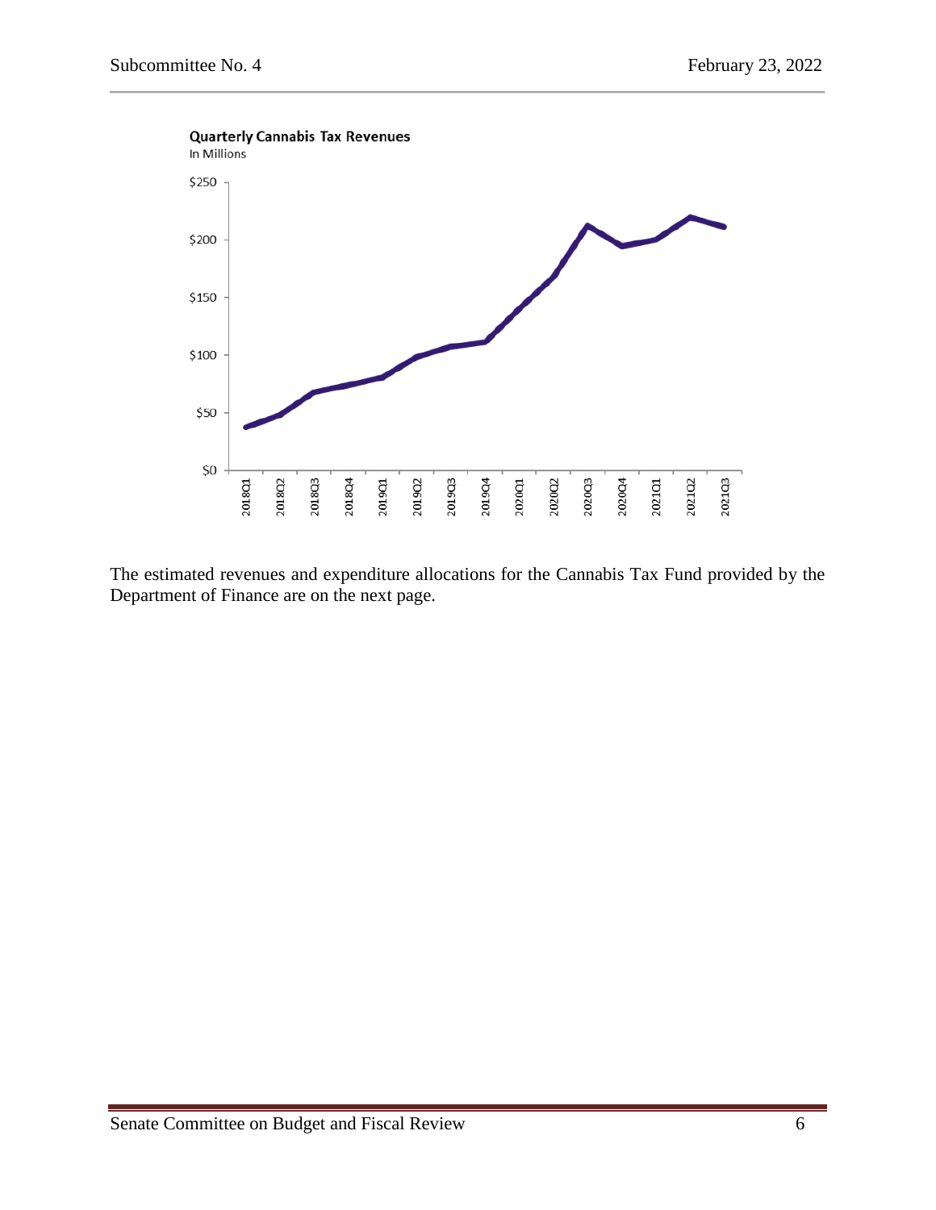**Quarterly Cannabis Tax Revenues**
In Millions

The estimated revenues and expenditure allocations for the Cannabis Tax Fund provided by the Department of Finance are on the next page.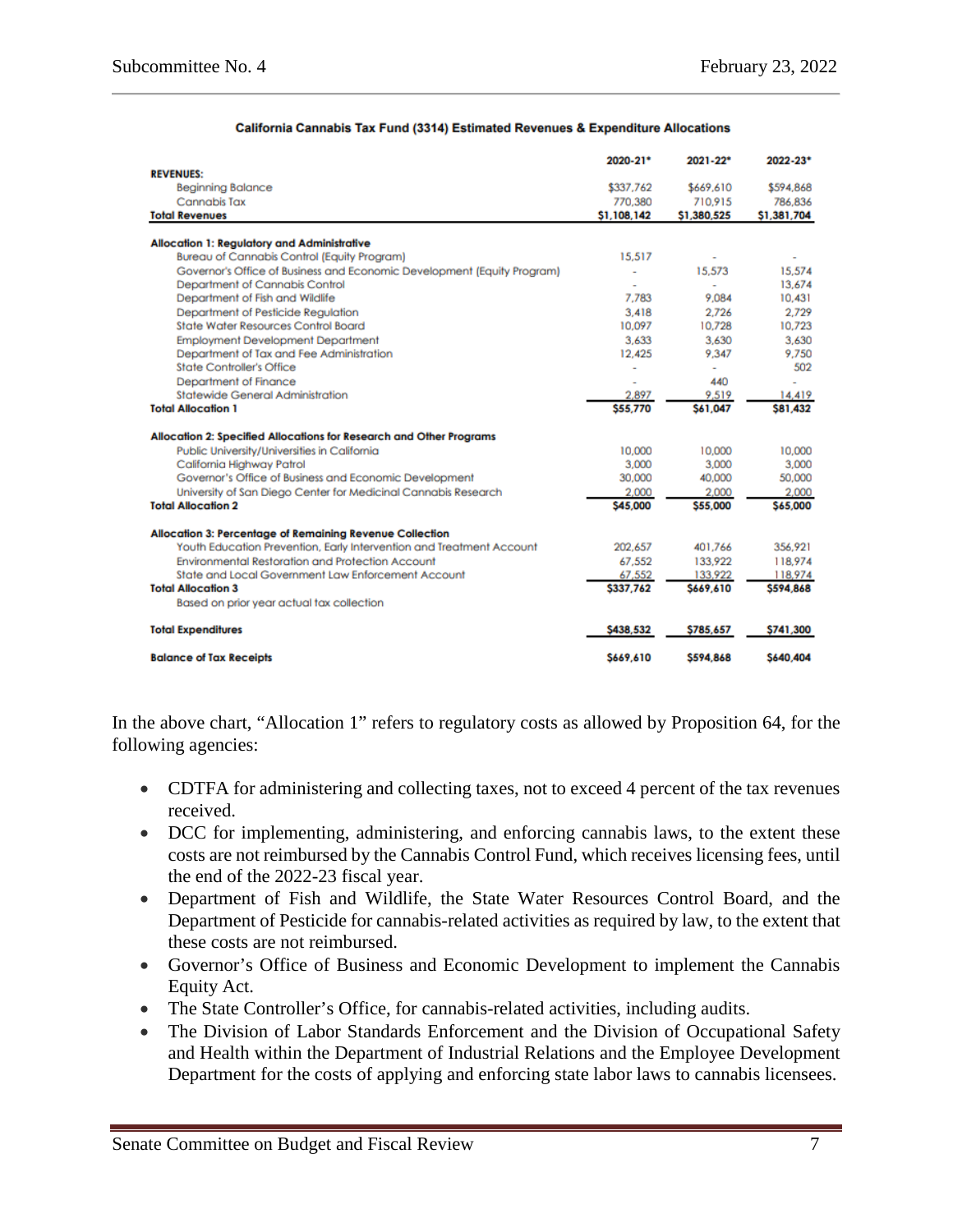**California Cannabis Tax Fund (3314) Estimated Revenues & Expenditure Allocations**

| | 2020-21* | 2021-22* | 2022-23* |
|---|---|---|---|
| **REVENUES:** | | | |
| Beginning Balance | $337,762 | $669,610 | $594,868 |
| Cannabis Tax | 770,380 | 710,915 | 786,836 |
| **Total Revenues** | **$1,108,142** | **$1,380,525** | **$1,381,704** |
| **Allocation 1: Regulatory and Administrative** | | | |
| Bureau of Cannabis Control (Equity Program) | 15,517 | - | - |
| Governor's Office of Business and Economic Development (Equity Program) | - | 15,573 | 15,574 |
| Department of Cannabis Control | - | - | 13,674 |
| Department of Fish and Wildlife | 7,783 | 9,084 | 10,431 |
| Department of Pesticide Regulation | 3,418 | 2,726 | 2,729 |
| State Water Resources Control Board | 10,097 | 10,728 | 10,723 |
| Employment Development Department | 3,633 | 3,630 | 3,630 |
| Department of Tax and Fee Administration | 12,425 | 9,347 | 9,750 |
| State Controller's Office | - | - | 502 |
| Department of Finance | - | 440 | - |
| Statewide General Administration | 2,897 | 9,519 | 14,419 |
| **Total Allocation 1** | **$55,770** | **$61,047** | **$81,432** |
| **Allocation 2: Specified Allocations for Research and Other Programs** | | | |
| Public University/Universities in California | 10,000 | 10,000 | 10,000 |
| California Highway Patrol | 3,000 | 3,000 | 3,000 |
| Governor's Office of Business and Economic Development | 30,000 | 40,000 | 50,000 |
| University of San Diego Center for Medicinal Cannabis Research | 2,000 | 2,000 | 2,000 |
| **Total Allocation 2** | **$45,000** | **$55,000** | **$65,000** |
| **Allocation 3: Percentage of Remaining Revenue Collection** | | | |
| Youth Education Prevention, Early Intervention and Treatment Account | 202,657 | 401,766 | 356,921 |
| Environmental Restoration and Protection Account | 67,552 | 133,922 | 118,974 |
| State and Local Government Law Enforcement Account | 67,552 | 133,922 | 118,974 |
| **Total Allocation 3** | **$337,762** | **$669,610** | **$594,868** |
| Based on prior year actual tax collection | | | |
| **Total Expenditures** | **$438,532** | **$785,657** | **$741,300** |
| **Balance of Tax Receipts** | **$669,610** | **$594,868** | **$640,404** |

In the above chart, "Allocation 1" refers to regulatory costs as allowed by Proposition 64, for the following agencies:

- CDTFA for administering and collecting taxes, not to exceed 4 percent of the tax revenues received.
- DCC for implementing, administering, and enforcing cannabis laws, to the extent these costs are not reimbursed by the Cannabis Control Fund, which receives licensing fees, until the end of the 2022-23 fiscal year.
- Department of Fish and Wildlife, the State Water Resources Control Board, and the Department of Pesticide for cannabis-related activities as required by law, to the extent that these costs are not reimbursed.
- Governor's Office of Business and Economic Development to implement the Cannabis Equity Act.
- The State Controller's Office, for cannabis-related activities, including audits.
- The Division of Labor Standards Enforcement and the Division of Occupational Safety and Health within the Department of Industrial Relations and the Employee Development Department for the costs of applying and enforcing state labor laws to cannabis licensees.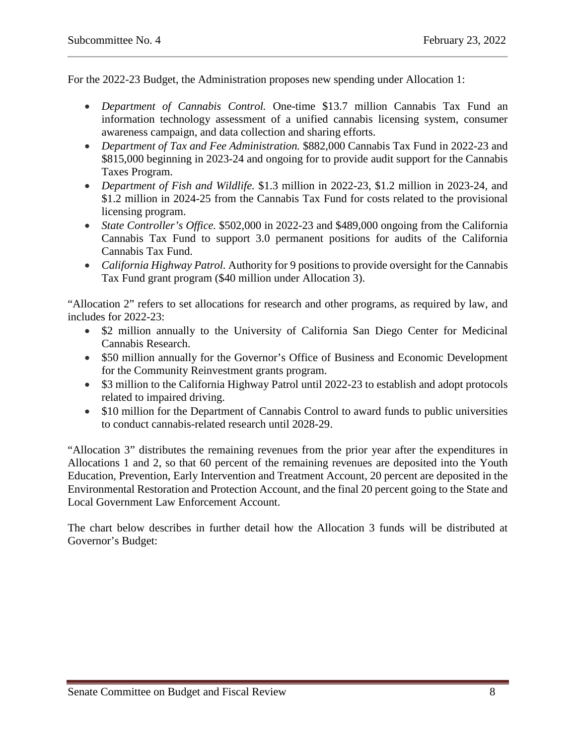For the 2022-23 Budget, the Administration proposes new spending under Allocation 1:

- *Department of Cannabis Control.* One-time $13.7 million Cannabis Tax Fund an information technology assessment of a unified cannabis licensing system, consumer awareness campaign, and data collection and sharing efforts.
- *Department of Tax and Fee Administration.* $882,000 Cannabis Tax Fund in 2022-23 and $815,000 beginning in 2023-24 and ongoing for to provide audit support for the Cannabis Taxes Program.
- *Department of Fish and Wildlife.* $1.3 million in 2022-23, $1.2 million in 2023-24, and $1.2 million in 2024-25 from the Cannabis Tax Fund for costs related to the provisional licensing program.
- *State Controller's Office.* $502,000 in 2022-23 and $489,000 ongoing from the California Cannabis Tax Fund to support 3.0 permanent positions for audits of the California Cannabis Tax Fund.
- *California Highway Patrol.* Authority for 9 positions to provide oversight for the Cannabis Tax Fund grant program ($40 million under Allocation 3).

"Allocation 2" refers to set allocations for research and other programs, as required by law, and includes for 2022-23:

- $2 million annually to the University of California San Diego Center for Medicinal Cannabis Research.
- $50 million annually for the Governor's Office of Business and Economic Development for the Community Reinvestment grants program.
- $3 million to the California Highway Patrol until 2022-23 to establish and adopt protocols related to impaired driving.
- $10 million for the Department of Cannabis Control to award funds to public universities to conduct cannabis-related research until 2028-29.

"Allocation 3" distributes the remaining revenues from the prior year after the expenditures in Allocations 1 and 2, so that 60 percent of the remaining revenues are deposited into the Youth Education, Prevention, Early Intervention and Treatment Account, 20 percent are deposited in the Environmental Restoration and Protection Account, and the final 20 percent going to the State and Local Government Law Enforcement Account.

The chart below describes in further detail how the Allocation 3 funds will be distributed at Governor's Budget: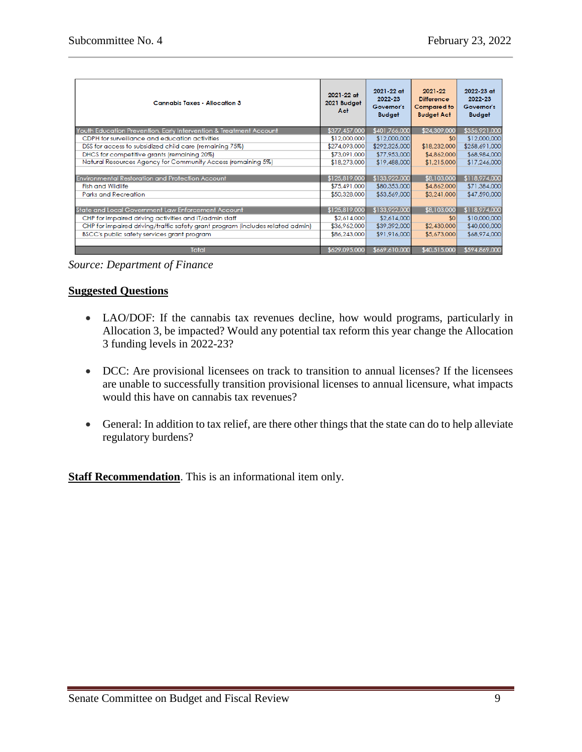| Cannabis Taxes - Allocation 3 | 2021-22 at 2021 Budget Act | 2021-22 at 2022-23 Governor's Budget | 2021-22 Difference Compared to Budget Act | 2022-23 at 2022-23 Governor's Budget |
|---|---|---|---|---|
| Youth Education Prevention, Early Intervention & Treatment Account | $377,457,000 | $401,766,000 | $24,309,000 | $356,921,000 |
| CDPH for surveillance and education activities | $12,000,000 | $12,000,000 | $0 | $12,000,000 |
| DSS for access to subsidized child care (remaining 75%) | $274,093,000 | $292,325,000 | $18,232,000 | $258,691,000 |
| DHCS for competitive grants (remaining 20%) | $73,091,000 | $77,953,000 | $4,862,000 | $68,984,000 |
| Natural Resources Agency for Community Access (remaining 5%) | $18,273,000 | $19,488,000 | $1,215,000 | $17,246,000 |
| | | | | |
| Environmental Restoration and Protection Account | $125,819,000 | $133,922,000 | $8,103,000 | $118,974,000 |
| Fish and Wildlife | $75,491,000 | $80,353,000 | $4,862,000 | $71,384,000 |
| Parks and Recreation | $50,328,000 | $53,569,000 | $3,241,000 | $47,590,000 |
| | | | | |
| State and Local Government Law Enforcement Account | $125,819,000 | $133,922,000 | $8,103,000 | $118,974,000 |
| CHP for impaired driving activities and IT/admin staff | $2,614,000 | $2,614,000 | $0 | $10,000,000 |
| CHP for impaired driving/traffic safety grant program (includes related admin) | $36,962,000 | $39,392,000 | $2,430,000 | $40,000,000 |
| BSCC's public safety services grant program | $86,243,000 | $91,916,000 | $5,673,000 | $68,974,000 |
| | | | | |
| Total | $629,095,000 | $669,610,000 | $40,515,000 | $594,869,000 |

*Source: Department of Finance*

**Suggested Questions**

- LAO/DOF: If the cannabis tax revenues decline, how would programs, particularly in Allocation 3, be impacted? Would any potential tax reform this year change the Allocation 3 funding levels in 2022-23?
- DCC: Are provisional licensees on track to transition to annual licenses? If the licensees are unable to successfully transition provisional licenses to annual licensure, what impacts would this have on cannabis tax revenues?
- General: In addition to tax relief, are there other things that the state can do to help alleviate regulatory burdens?

**Staff Recommendation**. This is an informational item only.